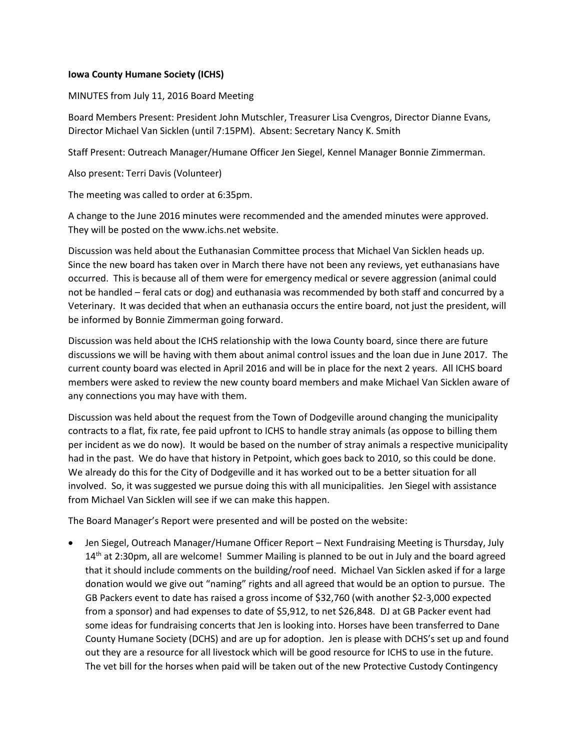**Iowa County Humane Society (ICHS)**

MINUTES from July 11, 2016 Board Meeting

Board Members Present: President John Mutschler, Treasurer Lisa Cvengros, Director Dianne Evans, Director Michael Van Sicklen (until 7:15PM). Absent: Secretary Nancy K. Smith

Staff Present: Outreach Manager/Humane Officer Jen Siegel, Kennel Manager Bonnie Zimmerman.

Also present: Terri Davis (Volunteer)

The meeting was called to order at 6:35pm.

A change to the June 2016 minutes were recommended and the amended minutes were approved. They will be posted on the www.ichs.net website.

Discussion was held about the Euthanasian Committee process that Michael Van Sicklen heads up. Since the new board has taken over in March there have not been any reviews, yet euthanasians have occurred. This is because all of them were for emergency medical or severe aggression (animal could not be handled – feral cats or dog) and euthanasia was recommended by both staff and concurred by a Veterinary. It was decided that when an euthanasia occurs the entire board, not just the president, will be informed by Bonnie Zimmerman going forward.

Discussion was held about the ICHS relationship with the Iowa County board, since there are future discussions we will be having with them about animal control issues and the loan due in June 2017. The current county board was elected in April 2016 and will be in place for the next 2 years. All ICHS board members were asked to review the new county board members and make Michael Van Sicklen aware of any connections you may have with them.

Discussion was held about the request from the Town of Dodgeville around changing the municipality contracts to a flat, fix rate, fee paid upfront to ICHS to handle stray animals (as oppose to billing them per incident as we do now). It would be based on the number of stray animals a respective municipality had in the past. We do have that history in Petpoint, which goes back to 2010, so this could be done. We already do this for the City of Dodgeville and it has worked out to be a better situation for all involved. So, it was suggested we pursue doing this with all municipalities. Jen Siegel with assistance from Michael Van Sicklen will see if we can make this happen.

The Board Manager's Report were presented and will be posted on the website:

- Jen Siegel, Outreach Manager/Humane Officer Report – Next Fundraising Meeting is Thursday, July 14th at 2:30pm, all are welcome! Summer Mailing is planned to be out in July and the board agreed that it should include comments on the building/roof need. Michael Van Sicklen asked if for a large donation would we give out "naming" rights and all agreed that would be an option to pursue. The GB Packers event to date has raised a gross income of $32,760 (with another $2-3,000 expected from a sponsor) and had expenses to date of $5,912, to net $26,848. DJ at GB Packer event had some ideas for fundraising concerts that Jen is looking into. Horses have been transferred to Dane County Humane Society (DCHS) and are up for adoption. Jen is please with DCHS's set up and found out they are a resource for all livestock which will be good resource for ICHS to use in the future. The vet bill for the horses when paid will be taken out of the new Protective Custody Contingency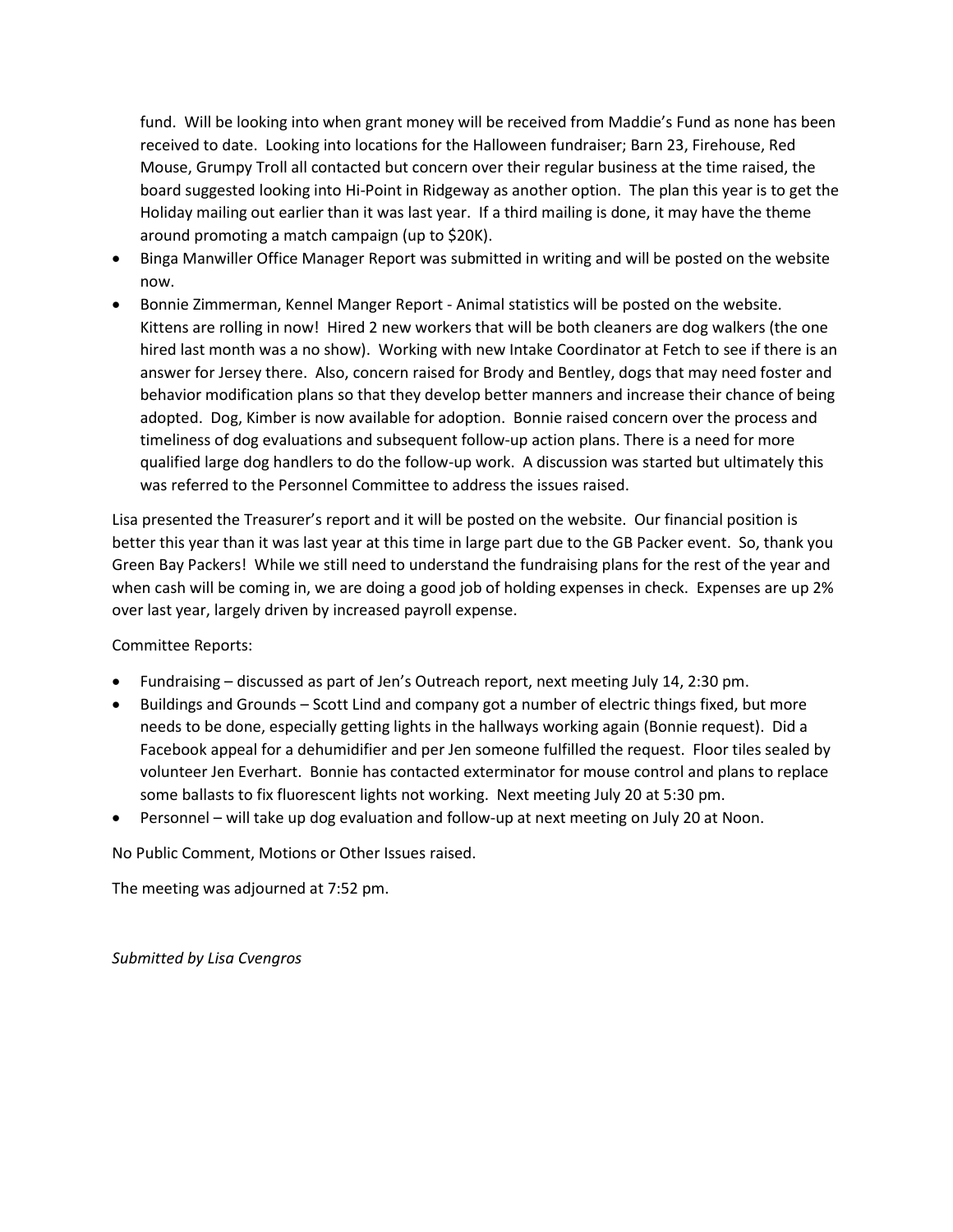fund. Will be looking into when grant money will be received from Maddie's Fund as none has been received to date. Looking into locations for the Halloween fundraiser; Barn 23, Firehouse, Red Mouse, Grumpy Troll all contacted but concern over their regular business at the time raised, the board suggested looking into Hi-Point in Ridgeway as another option. The plan this year is to get the Holiday mailing out earlier than it was last year. If a third mailing is done, it may have the theme around promoting a match campaign (up to $20K).

- Binga Manwiller Office Manager Report was submitted in writing and will be posted on the website now.
- Bonnie Zimmerman, Kennel Manger Report - Animal statistics will be posted on the website. Kittens are rolling in now! Hired 2 new workers that will be both cleaners are dog walkers (the one hired last month was a no show). Working with new Intake Coordinator at Fetch to see if there is an answer for Jersey there. Also, concern raised for Brody and Bentley, dogs that may need foster and behavior modification plans so that they develop better manners and increase their chance of being adopted. Dog, Kimber is now available for adoption. Bonnie raised concern over the process and timeliness of dog evaluations and subsequent follow-up action plans. There is a need for more qualified large dog handlers to do the follow-up work. A discussion was started but ultimately this was referred to the Personnel Committee to address the issues raised.

Lisa presented the Treasurer's report and it will be posted on the website. Our financial position is better this year than it was last year at this time in large part due to the GB Packer event. So, thank you Green Bay Packers! While we still need to understand the fundraising plans for the rest of the year and when cash will be coming in, we are doing a good job of holding expenses in check. Expenses are up 2% over last year, largely driven by increased payroll expense.

Committee Reports:

- Fundraising – discussed as part of Jen's Outreach report, next meeting July 14, 2:30 pm.
- Buildings and Grounds – Scott Lind and company got a number of electric things fixed, but more needs to be done, especially getting lights in the hallways working again (Bonnie request). Did a Facebook appeal for a dehumidifier and per Jen someone fulfilled the request. Floor tiles sealed by volunteer Jen Everhart. Bonnie has contacted exterminator for mouse control and plans to replace some ballasts to fix fluorescent lights not working. Next meeting July 20 at 5:30 pm.
- Personnel – will take up dog evaluation and follow-up at next meeting on July 20 at Noon.

No Public Comment, Motions or Other Issues raised.

The meeting was adjourned at 7:52 pm.

*Submitted by Lisa Cvengros*